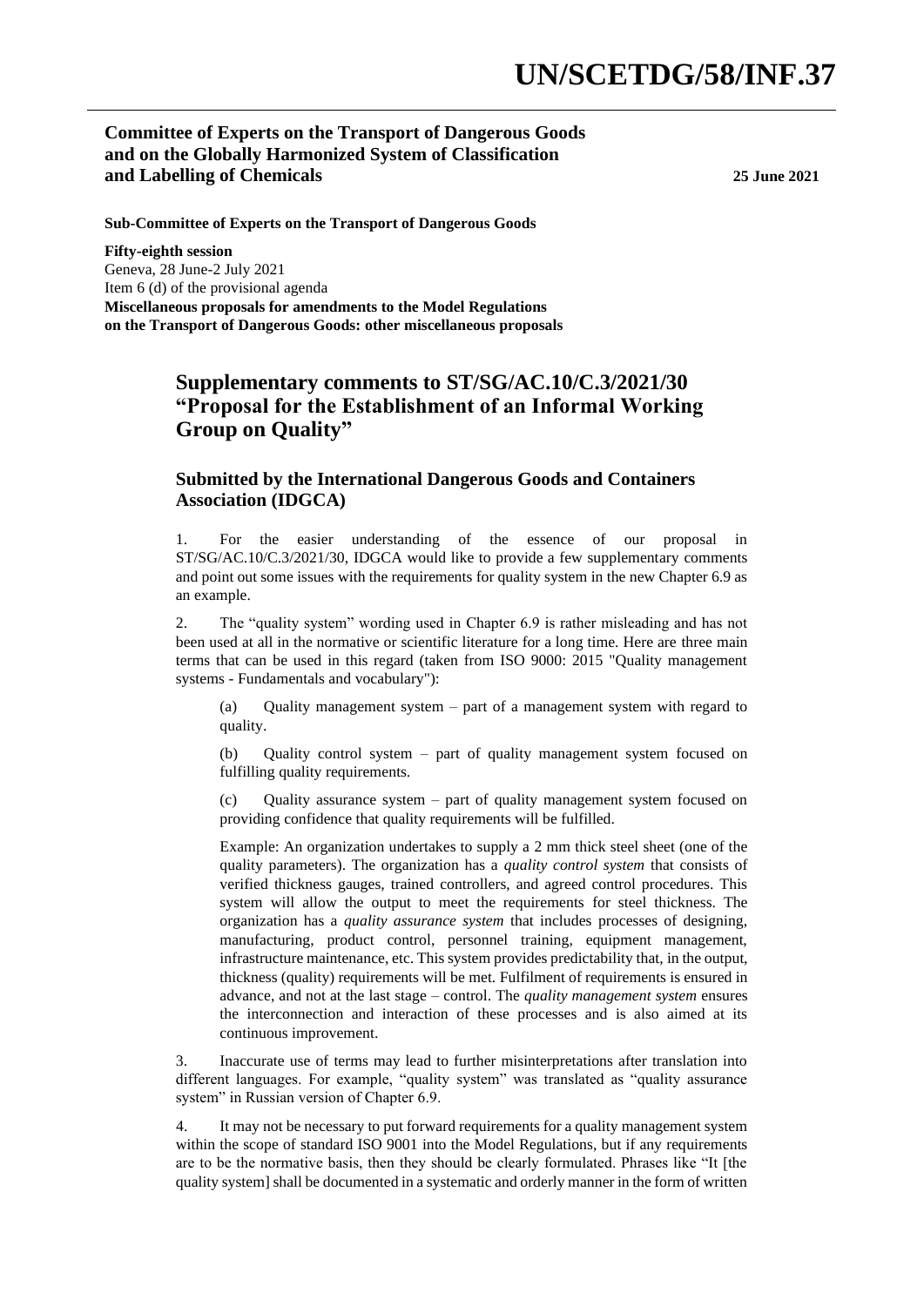# UN/SCETDG/58/INF.37

**Committee of Experts on the Transport of Dangerous Goods and on the Globally Harmonized System of Classification and Labelling of Chemicals**

**25 June 2021**

**Sub-Committee of Experts on the Transport of Dangerous Goods**

**Fifty-eighth session**
Geneva, 28 June-2 July 2021
Item 6 (d) of the provisional agenda
**Miscellaneous proposals for amendments to the Model Regulations on the Transport of Dangerous Goods: other miscellaneous proposals**

## Supplementary comments to ST/SG/AC.10/C.3/2021/30 "Proposal for the Establishment of an Informal Working Group on Quality"

### Submitted by the International Dangerous Goods and Containers Association (IDGCA)

1. For the easier understanding of the essence of our proposal in ST/SG/AC.10/C.3/2021/30, IDGCA would like to provide a few supplementary comments and point out some issues with the requirements for quality system in the new Chapter 6.9 as an example.

2. The "quality system" wording used in Chapter 6.9 is rather misleading and has not been used at all in the normative or scientific literature for a long time. Here are three main terms that can be used in this regard (taken from ISO 9000: 2015 "Quality management systems - Fundamentals and vocabulary"):

   (a) Quality management system – part of a management system with regard to quality.

   (b) Quality control system – part of quality management system focused on fulfilling quality requirements.

   (c) Quality assurance system – part of quality management system focused on providing confidence that quality requirements will be fulfilled.

   Example: An organization undertakes to supply a 2 mm thick steel sheet (one of the quality parameters). The organization has a *quality control system* that consists of verified thickness gauges, trained controllers, and agreed control procedures. This system will allow the output to meet the requirements for steel thickness. The organization has a *quality assurance system* that includes processes of designing, manufacturing, product control, personnel training, equipment management, infrastructure maintenance, etc. This system provides predictability that, in the output, thickness (quality) requirements will be met. Fulfilment of requirements is ensured in advance, and not at the last stage – control. The *quality management system* ensures the interconnection and interaction of these processes and is also aimed at its continuous improvement.

3. Inaccurate use of terms may lead to further misinterpretations after translation into different languages. For example, "quality system" was translated as "quality assurance system" in Russian version of Chapter 6.9.

4. It may not be necessary to put forward requirements for a quality management system within the scope of standard ISO 9001 into the Model Regulations, but if any requirements are to be the normative basis, then they should be clearly formulated. Phrases like "It [the quality system] shall be documented in a systematic and orderly manner in the form of written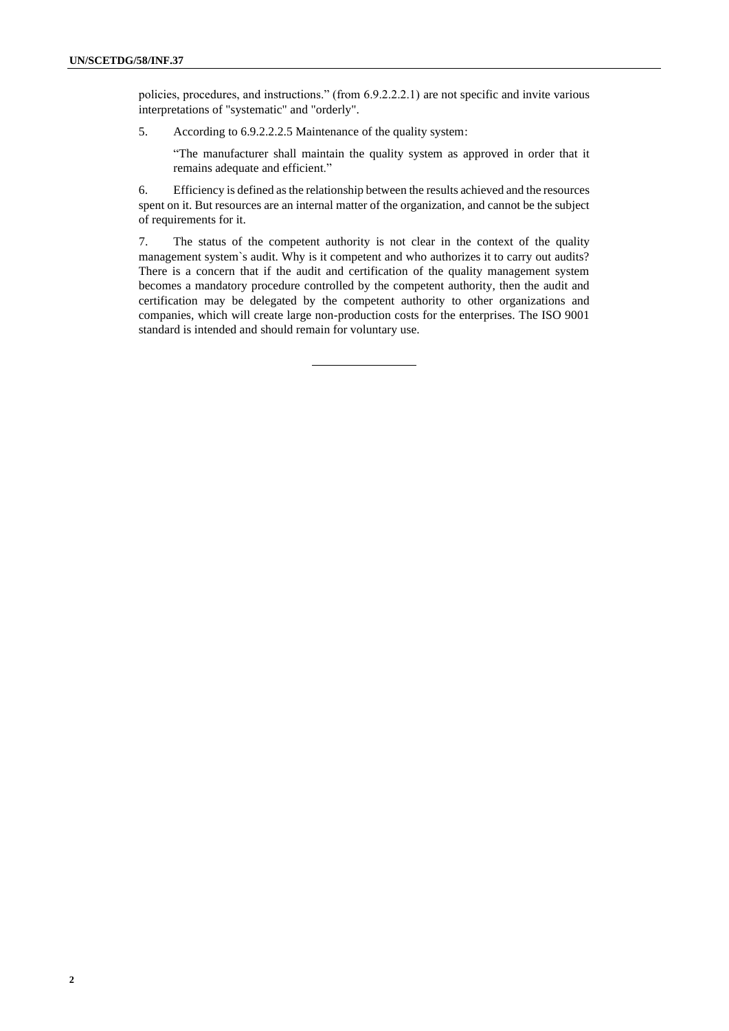policies, procedures, and instructions." (from 6.9.2.2.2.1) are not specific and invite various interpretations of "systematic" and "orderly".

5. According to 6.9.2.2.2.5 Maintenance of the quality system:

> "The manufacturer shall maintain the quality system as approved in order that it remains adequate and efficient."

6. Efficiency is defined as the relationship between the results achieved and the resources spent on it. But resources are an internal matter of the organization, and cannot be the subject of requirements for it.

7. The status of the competent authority is not clear in the context of the quality management system`s audit. Why is it competent and who authorizes it to carry out audits? There is a concern that if the audit and certification of the quality management system becomes a mandatory procedure controlled by the competent authority, then the audit and certification may be delegated by the competent authority to other organizations and companies, which will create large non-production costs for the enterprises. The ISO 9001 standard is intended and should remain for voluntary use.